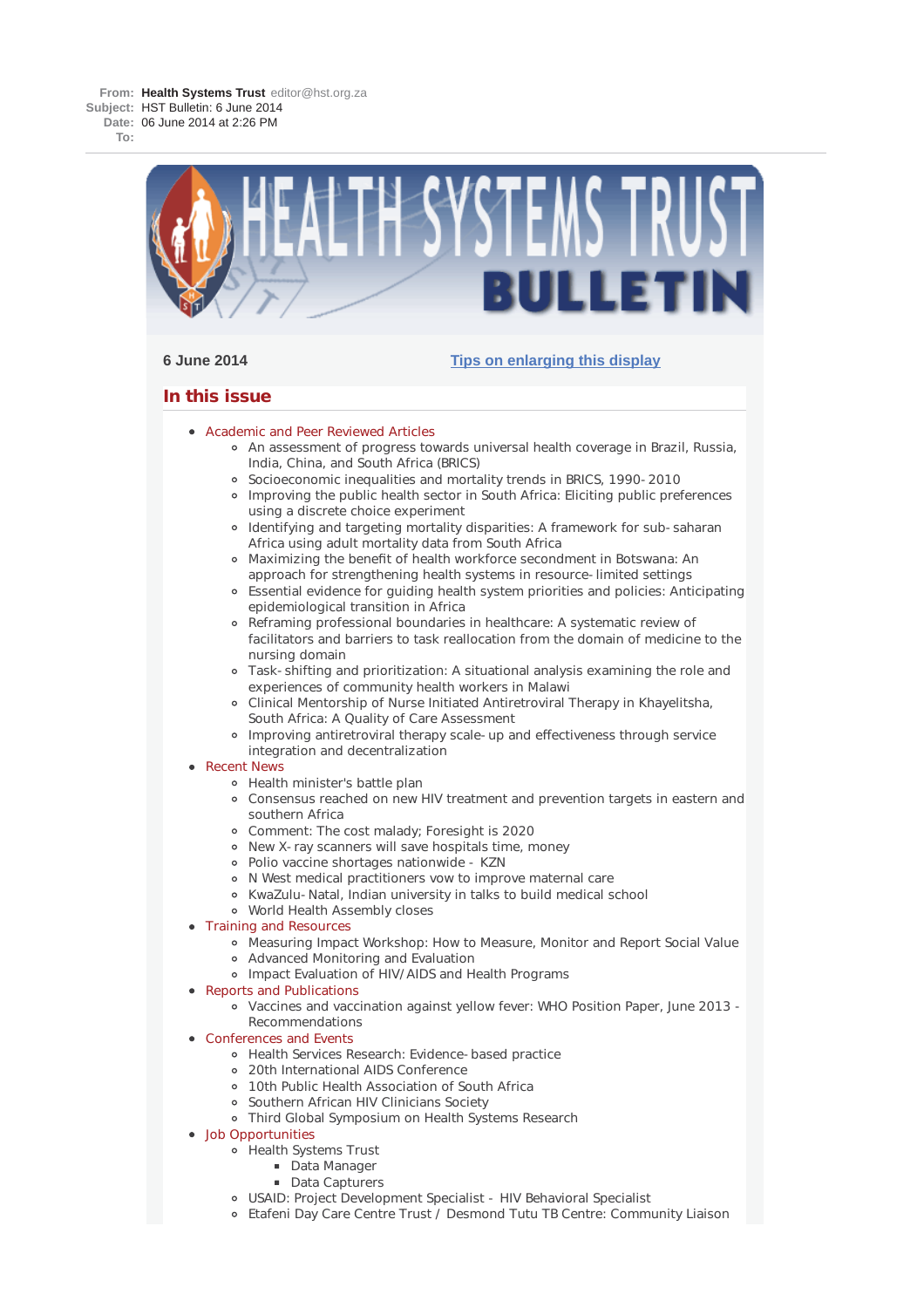**From:** **Health Systems Trust** editor@hst.org.za
**Subject:** HST Bulletin: 6 June 2014
**Date:** 06 June 2014 at 2:26 PM
**To:**

# HEALTH SYSTEMS TRUST BULLETIN

**6 June 2014** [Tips on enlarging this display]

## In this issue

- Academic and Peer Reviewed Articles
  - An assessment of progress towards universal health coverage in Brazil, Russia, India, China, and South Africa (BRICS)
  - Socioeconomic inequalities and mortality trends in BRICS, 1990-2010
  - Improving the public health sector in South Africa: Eliciting public preferences using a discrete choice experiment
  - Identifying and targeting mortality disparities: A framework for sub-saharan Africa using adult mortality data from South Africa
  - Maximizing the benefit of health workforce secondment in Botswana: An approach for strengthening health systems in resource-limited settings
  - Essential evidence for guiding health system priorities and policies: Anticipating epidemiological transition in Africa
  - Reframing professional boundaries in healthcare: A systematic review of facilitators and barriers to task reallocation from the domain of medicine to the nursing domain
  - Task-shifting and prioritization: A situational analysis examining the role and experiences of community health workers in Malawi
  - Clinical Mentorship of Nurse Initiated Antiretroviral Therapy in Khayelitsha, South Africa: A Quality of Care Assessment
  - Improving antiretroviral therapy scale-up and effectiveness through service integration and decentralization
- Recent News
  - Health minister's battle plan
  - Consensus reached on new HIV treatment and prevention targets in eastern and southern Africa
  - Comment: The cost malady; Foresight is 2020
  - New X-ray scanners will save hospitals time, money
  - Polio vaccine shortages nationwide - KZN
  - N West medical practitioners vow to improve maternal care
  - KwaZulu-Natal, Indian university in talks to build medical school
  - World Health Assembly closes
- Training and Resources
  - Measuring Impact Workshop: How to Measure, Monitor and Report Social Value
  - Advanced Monitoring and Evaluation
  - Impact Evaluation of HIV/AIDS and Health Programs
- Reports and Publications
  - Vaccines and vaccination against yellow fever: WHO Position Paper, June 2013 - Recommendations
- Conferences and Events
  - Health Services Research: Evidence-based practice
  - 20th International AIDS Conference
  - 10th Public Health Association of South Africa
  - Southern African HIV Clinicians Society
  - Third Global Symposium on Health Systems Research
- Job Opportunities
  - Health Systems Trust
    - Data Manager
    - Data Capturers
  - USAID: Project Development Specialist - HIV Behavioral Specialist
  - Etafeni Day Care Centre Trust / Desmond Tutu TB Centre: Community Liaison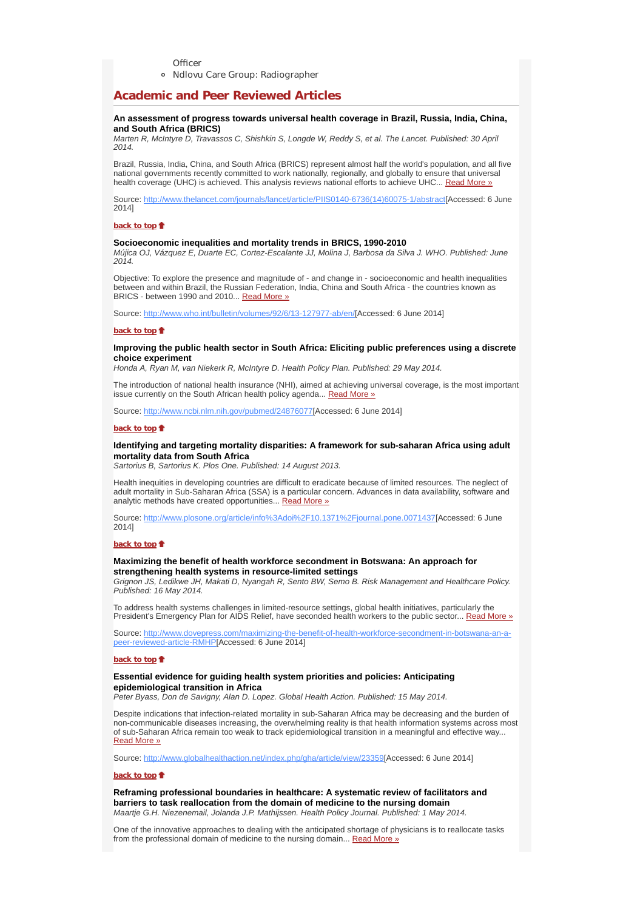Officer

- Ndlovu Care Group: Radiographer

## Academic and Peer Reviewed Articles

**An assessment of progress towards universal health coverage in Brazil, Russia, India, China, and South Africa (BRICS)**
*Marten R, McIntyre D, Travassos C, Shishkin S, Longde W, Reddy S, et al. The Lancet. Published: 30 April 2014.*

Brazil, Russia, India, China, and South Africa (BRICS) represent almost half the world's population, and all five national governments recently committed to work nationally, regionally, and globally to ensure that universal health coverage (UHC) is achieved. This analysis reviews national efforts to achieve UHC... Read More »

Source: http://www.thelancet.com/journals/lancet/article/PIIS0140-6736(14)60075-1/abstract[Accessed: 6 June 2014]

**back to top**

**Socioeconomic inequalities and mortality trends in BRICS, 1990-2010**
*Mújica OJ, Vázquez E, Duarte EC, Cortez-Escalante JJ, Molina J, Barbosa da Silva J. WHO. Published: June 2014.*

Objective: To explore the presence and magnitude of - and change in - socioeconomic and health inequalities between and within Brazil, the Russian Federation, India, China and South Africa - the countries known as BRICS - between 1990 and 2010... Read More »

Source: http://www.who.int/bulletin/volumes/92/6/13-127977-ab/en/[Accessed: 6 June 2014]

**back to top**

**Improving the public health sector in South Africa: Eliciting public preferences using a discrete choice experiment**
*Honda A, Ryan M, van Niekerk R, McIntyre D. Health Policy Plan. Published: 29 May 2014.*

The introduction of national health insurance (NHI), aimed at achieving universal coverage, is the most important issue currently on the South African health policy agenda... Read More »

Source: http://www.ncbi.nlm.nih.gov/pubmed/24876077[Accessed: 6 June 2014]

**back to top**

**Identifying and targeting mortality disparities: A framework for sub-saharan Africa using adult mortality data from South Africa**
*Sartorius B, Sartorius K. Plos One. Published: 14 August 2013.*

Health inequities in developing countries are difficult to eradicate because of limited resources. The neglect of adult mortality in Sub-Saharan Africa (SSA) is a particular concern. Advances in data availability, software and analytic methods have created opportunities... Read More »

Source: http://www.plosone.org/article/info%3Adoi%2F10.1371%2Fjournal.pone.0071437[Accessed: 6 June 2014]

**back to top**

**Maximizing the benefit of health workforce secondment in Botswana: An approach for strengthening health systems in resource-limited settings**
*Grignon JS, Ledikwe JH, Makati D, Nyangah R, Sento BW, Semo B. Risk Management and Healthcare Policy. Published: 16 May 2014.*

To address health systems challenges in limited-resource settings, global health initiatives, particularly the President's Emergency Plan for AIDS Relief, have seconded health workers to the public sector... Read More »

Source: http://www.dovepress.com/maximizing-the-benefit-of-health-workforce-secondment-in-botswana-an-a-peer-reviewed-article-RMHP[Accessed: 6 June 2014]

**back to top**

**Essential evidence for guiding health system priorities and policies: Anticipating epidemiological transition in Africa**
*Peter Byass, Don de Savigny, Alan D. Lopez. Global Health Action. Published: 15 May 2014.*

Despite indications that infection-related mortality in sub-Saharan Africa may be decreasing and the burden of non-communicable diseases increasing, the overwhelming reality is that health information systems across most of sub-Saharan Africa remain too weak to track epidemiological transition in a meaningful and effective way... Read More »

Source: http://www.globalhealthaction.net/index.php/gha/article/view/23359[Accessed: 6 June 2014]

**back to top**

**Reframing professional boundaries in healthcare: A systematic review of facilitators and barriers to task reallocation from the domain of medicine to the nursing domain**
*Maartje G.H. Niezenemail, Jolanda J.P. Mathijssen. Health Policy Journal. Published: 1 May 2014.*

One of the innovative approaches to dealing with the anticipated shortage of physicians is to reallocate tasks from the professional domain of medicine to the nursing domain... Read More »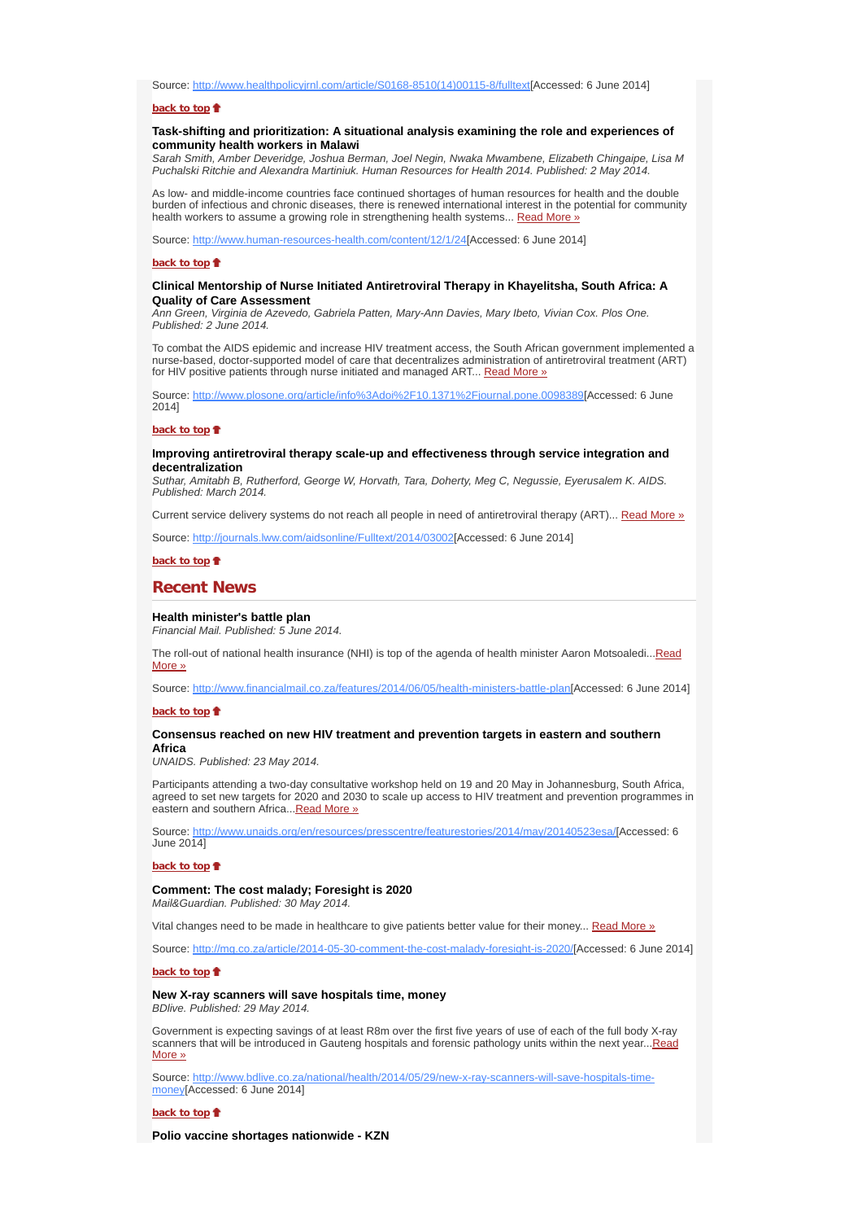Source: http://www.healthpolicyjrnl.com/article/S0168-8510(14)00115-8/fulltext[Accessed: 6 June 2014]

**back to top**

**Task-shifting and prioritization: A situational analysis examining the role and experiences of community health workers in Malawi**
*Sarah Smith, Amber Deveridge, Joshua Berman, Joel Negin, Nwaka Mwambene, Elizabeth Chingaipe, Lisa M Puchalski Ritchie and Alexandra Martiniuk. Human Resources for Health 2014. Published: 2 May 2014.*

As low- and middle-income countries face continued shortages of human resources for health and the double burden of infectious and chronic diseases, there is renewed international interest in the potential for community health workers to assume a growing role in strengthening health systems... Read More »

Source: http://www.human-resources-health.com/content/12/1/24[Accessed: 6 June 2014]

**back to top**

**Clinical Mentorship of Nurse Initiated Antiretroviral Therapy in Khayelitsha, South Africa: A Quality of Care Assessment**
*Ann Green, Virginia de Azevedo, Gabriela Patten, Mary-Ann Davies, Mary Ibeto, Vivian Cox. Plos One. Published: 2 June 2014.*

To combat the AIDS epidemic and increase HIV treatment access, the South African government implemented a nurse-based, doctor-supported model of care that decentralizes administration of antiretroviral treatment (ART) for HIV positive patients through nurse initiated and managed ART... Read More »

Source: http://www.plosone.org/article/info%3Adoi%2F10.1371%2Fjournal.pone.0098389[Accessed: 6 June 2014]

**back to top**

**Improving antiretroviral therapy scale-up and effectiveness through service integration and decentralization**
*Suthar, Amitabh B, Rutherford, George W, Horvath, Tara, Doherty, Meg C, Negussie, Eyerusalem K. AIDS. Published: March 2014.*

Current service delivery systems do not reach all people in need of antiretroviral therapy (ART)... Read More »

Source: http://journals.lww.com/aidsonline/Fulltext/2014/03002[Accessed: 6 June 2014]

**back to top**

## Recent News

**Health minister's battle plan**
*Financial Mail. Published: 5 June 2014.*

The roll-out of national health insurance (NHI) is top of the agenda of health minister Aaron Motsoaledi...Read More »

Source: http://www.financialmail.co.za/features/2014/06/05/health-ministers-battle-plan[Accessed: 6 June 2014]

**back to top**

**Consensus reached on new HIV treatment and prevention targets in eastern and southern Africa**
*UNAIDS. Published: 23 May 2014.*

Participants attending a two-day consultative workshop held on 19 and 20 May in Johannesburg, South Africa, agreed to set new targets for 2020 and 2030 to scale up access to HIV treatment and prevention programmes in eastern and southern Africa...Read More »

Source: http://www.unaids.org/en/resources/presscentre/featurestories/2014/may/20140523esa/[Accessed: 6 June 2014]

**back to top**

**Comment: The cost malady; Foresight is 2020**
*Mail&Guardian. Published: 30 May 2014.*

Vital changes need to be made in healthcare to give patients better value for their money... Read More »

Source: http://mg.co.za/article/2014-05-30-comment-the-cost-malady-foresight-is-2020/[Accessed: 6 June 2014]

**back to top**

**New X-ray scanners will save hospitals time, money**
*BDlive. Published: 29 May 2014.*

Government is expecting savings of at least R8m over the first five years of use of each of the full body X-ray scanners that will be introduced in Gauteng hospitals and forensic pathology units within the next year...Read More »

Source: http://www.bdlive.co.za/national/health/2014/05/29/new-x-ray-scanners-will-save-hospitals-time-money[Accessed: 6 June 2014]

**back to top**

**Polio vaccine shortages nationwide - KZN**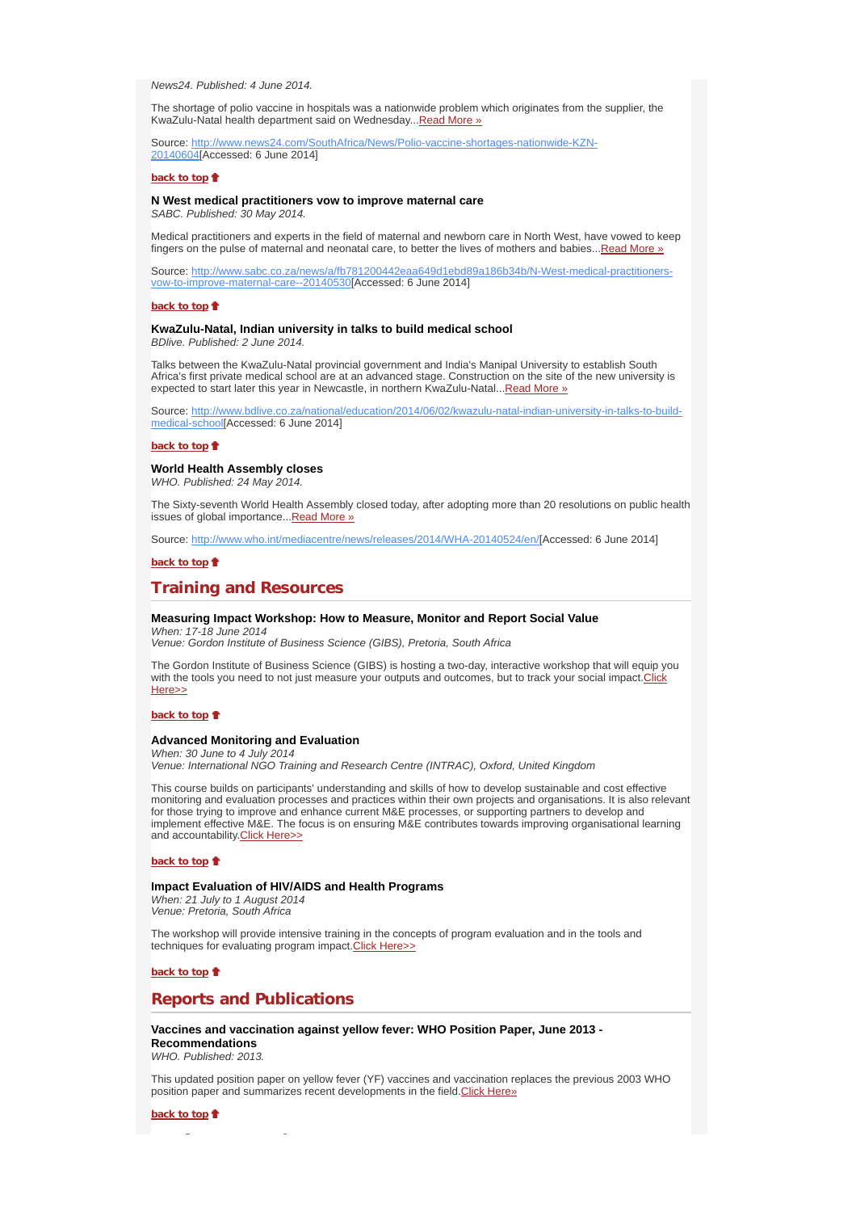*News24. Published: 4 June 2014.*

The shortage of polio vaccine in hospitals was a nationwide problem which originates from the supplier, the KwaZulu-Natal health department said on Wednesday...[Read More »](http://www.news24.com/SouthAfrica/News/Polio-vaccine-shortages-nationwide-KZN-20140604)

Source: [http://www.news24.com/SouthAfrica/News/Polio-vaccine-shortages-nationwide-KZN-20140604](http://www.news24.com/SouthAfrica/News/Polio-vaccine-shortages-nationwide-KZN-20140604)[Accessed: 6 June 2014]

**back to top**

**N West medical practitioners vow to improve maternal care**
*SABC. Published: 30 May 2014.*

Medical practitioners and experts in the field of maternal and newborn care in North West, have vowed to keep fingers on the pulse of maternal and neonatal care, to better the lives of mothers and babies...[Read More »](http://www.sabc.co.za/news/a/fb781200442eaa649d1ebd89a186b34b/N-West-medical-practitioners-vow-to-improve-maternal-care--20140530)

Source: [http://www.sabc.co.za/news/a/fb781200442eaa649d1ebd89a186b34b/N-West-medical-practitioners-vow-to-improve-maternal-care--20140530](http://www.sabc.co.za/news/a/fb781200442eaa649d1ebd89a186b34b/N-West-medical-practitioners-vow-to-improve-maternal-care--20140530)[Accessed: 6 June 2014]

**back to top**

**KwaZulu-Natal, Indian university in talks to build medical school**
*BDlive. Published: 2 June 2014.*

Talks between the KwaZulu-Natal provincial government and India's Manipal University to establish South Africa's first private medical school are at an advanced stage. Construction on the site of the new university is expected to start later this year in Newcastle, in northern KwaZulu-Natal...[Read More »](http://www.bdlive.co.za/national/education/2014/06/02/kwazulu-natal-indian-university-in-talks-to-build-medical-school)

Source: [http://www.bdlive.co.za/national/education/2014/06/02/kwazulu-natal-indian-university-in-talks-to-build-medical-school](http://www.bdlive.co.za/national/education/2014/06/02/kwazulu-natal-indian-university-in-talks-to-build-medical-school)[Accessed: 6 June 2014]

**back to top**

**World Health Assembly closes**
*WHO. Published: 24 May 2014.*

The Sixty-seventh World Health Assembly closed today, after adopting more than 20 resolutions on public health issues of global importance...[Read More »](http://www.who.int/mediacentre/news/releases/2014/WHA-20140524/en/)

Source: [http://www.who.int/mediacentre/news/releases/2014/WHA-20140524/en/](http://www.who.int/mediacentre/news/releases/2014/WHA-20140524/en/)[Accessed: 6 June 2014]

**back to top**

## Training and Resources

**Measuring Impact Workshop: How to Measure, Monitor and Report Social Value**
*When: 17-18 June 2014*
*Venue: Gordon Institute of Business Science (GIBS), Pretoria, South Africa*

The Gordon Institute of Business Science (GIBS) is hosting a two-day, interactive workshop that will equip you with the tools you need to not just measure your outputs and outcomes, but to track your social impact.Click Here>>

**back to top**

**Advanced Monitoring and Evaluation**
*When: 30 June to 4 July 2014*
*Venue: International NGO Training and Research Centre (INTRAC), Oxford, United Kingdom*

This course builds on participants' understanding and skills of how to develop sustainable and cost effective monitoring and evaluation processes and practices within their own projects and organisations. It is also relevant for those trying to improve and enhance current M&E processes, or supporting partners to develop and implement effective M&E. The focus is on ensuring M&E contributes towards improving organisational learning and accountability.Click Here>>

**back to top**

**Impact Evaluation of HIV/AIDS and Health Programs**
*When: 21 July to 1 August 2014*
*Venue: Pretoria, South Africa*

The workshop will provide intensive training in the concepts of program evaluation and in the tools and techniques for evaluating program impact.Click Here>>

**back to top**

## Reports and Publications

**Vaccines and vaccination against yellow fever: WHO Position Paper, June 2013 - Recommendations**
*WHO. Published: 2013.*

This updated position paper on yellow fever (YF) vaccines and vaccination replaces the previous 2003 WHO position paper and summarizes recent developments in the field.Click Here»

**back to top**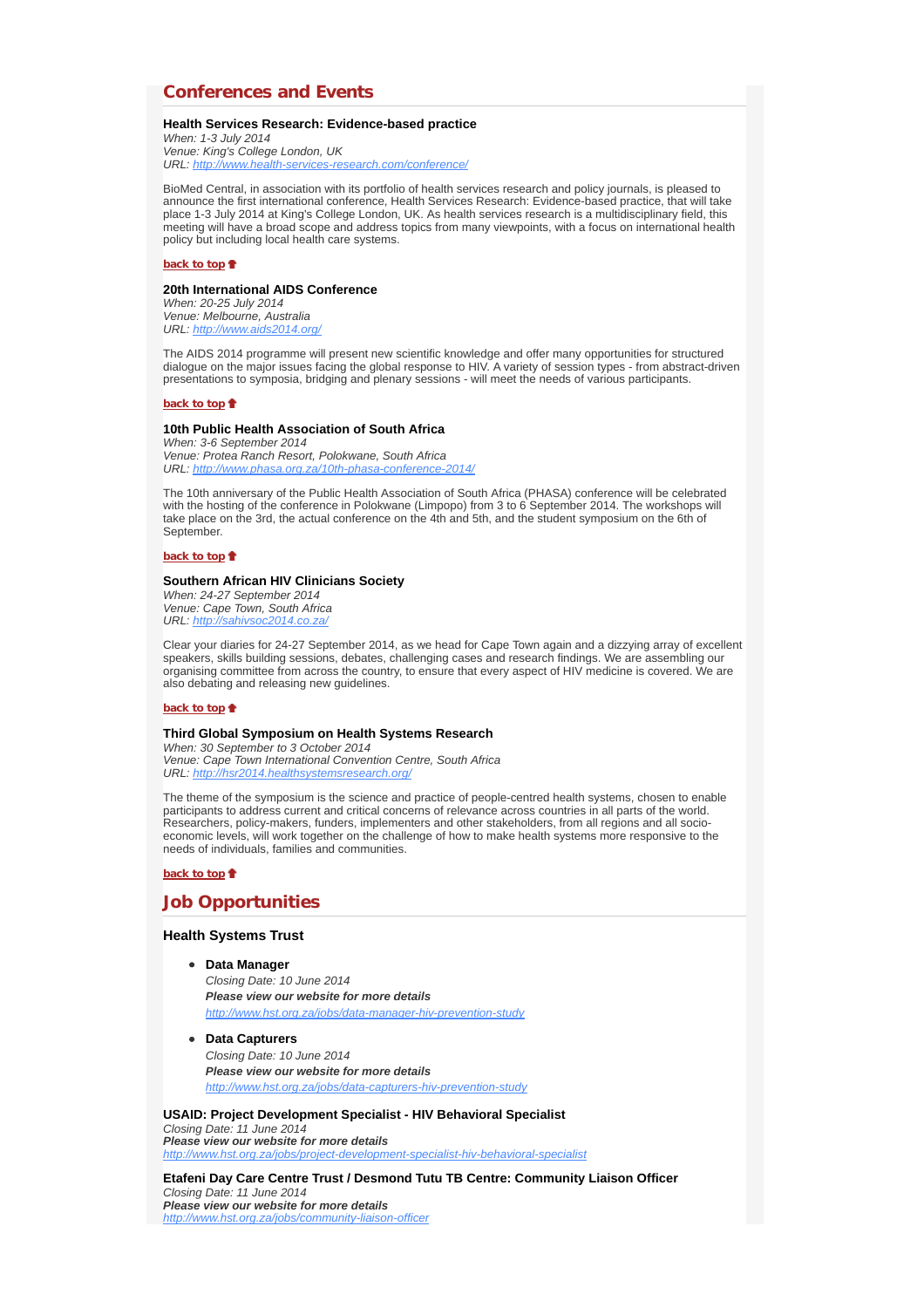## Conferences and Events

**Health Services Research: Evidence-based practice**
*When: 1-3 July 2014*
*Venue: King's College London, UK*
*URL: http://www.health-services-research.com/conference/*

BioMed Central, in association with its portfolio of health services research and policy journals, is pleased to announce the first international conference, Health Services Research: Evidence-based practice, that will take place 1-3 July 2014 at King's College London, UK. As health services research is a multidisciplinary field, this meeting will have a broad scope and address topics from many viewpoints, with a focus on international health policy but including local health care systems.

**back to top**

**20th International AIDS Conference**
*When: 20-25 July 2014*
*Venue: Melbourne, Australia*
*URL: http://www.aids2014.org/*

The AIDS 2014 programme will present new scientific knowledge and offer many opportunities for structured dialogue on the major issues facing the global response to HIV. A variety of session types - from abstract-driven presentations to symposia, bridging and plenary sessions - will meet the needs of various participants.

**back to top**

**10th Public Health Association of South Africa**
*When: 3-6 September 2014*
*Venue: Protea Ranch Resort, Polokwane, South Africa*
*URL: http://www.phasa.org.za/10th-phasa-conference-2014/*

The 10th anniversary of the Public Health Association of South Africa (PHASA) conference will be celebrated with the hosting of the conference in Polokwane (Limpopo) from 3 to 6 September 2014. The workshops will take place on the 3rd, the actual conference on the 4th and 5th, and the student symposium on the 6th of September.

**back to top**

**Southern African HIV Clinicians Society**
*When: 24-27 September 2014*
*Venue: Cape Town, South Africa*
*URL: http://sahivsoc2014.co.za/*

Clear your diaries for 24-27 September 2014, as we head for Cape Town again and a dizzying array of excellent speakers, skills building sessions, debates, challenging cases and research findings. We are assembling our organising committee from across the country, to ensure that every aspect of HIV medicine is covered. We are also debating and releasing new guidelines.

**back to top**

**Third Global Symposium on Health Systems Research**
*When: 30 September to 3 October 2014*
*Venue: Cape Town International Convention Centre, South Africa*
*URL: http://hsr2014.healthsystemsresearch.org/*

The theme of the symposium is the science and practice of people-centred health systems, chosen to enable participants to address current and critical concerns of relevance across countries in all parts of the world. Researchers, policy-makers, funders, implementers and other stakeholders, from all regions and all socio-economic levels, will work together on the challenge of how to make health systems more responsive to the needs of individuals, families and communities.

**back to top**

## Job Opportunities

### Health Systems Trust

- **Data Manager**
  *Closing Date: 10 June 2014*
  ***Please view our website for more details***
  *http://www.hst.org.za/jobs/data-manager-hiv-prevention-study*

- **Data Capturers**
  *Closing Date: 10 June 2014*
  ***Please view our website for more details***
  *http://www.hst.org.za/jobs/data-capturers-hiv-prevention-study*

**USAID: Project Development Specialist - HIV Behavioral Specialist**
*Closing Date: 11 June 2014*
***Please view our website for more details***
*http://www.hst.org.za/jobs/project-development-specialist-hiv-behavioral-specialist*

**Etafeni Day Care Centre Trust / Desmond Tutu TB Centre: Community Liaison Officer**
*Closing Date: 11 June 2014*
***Please view our website for more details***
*http://www.hst.org.za/jobs/community-liaison-officer*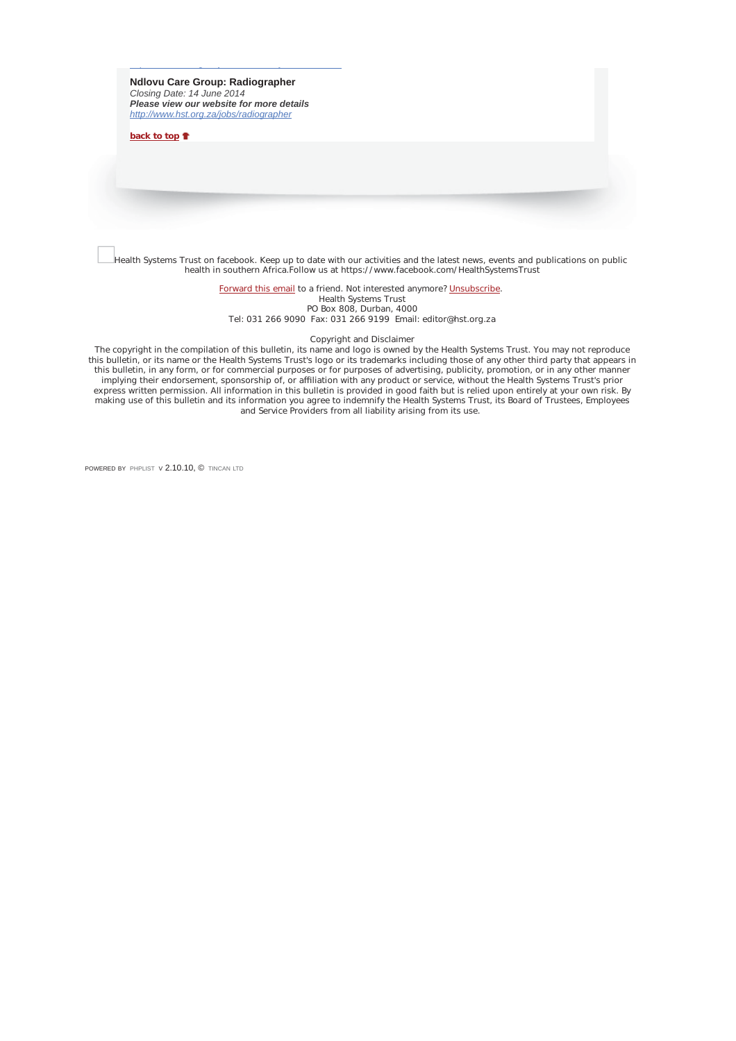**Ndlovu Care Group: Radiographer**
*Closing Date: 14 June 2014*
***Please view our website for more details***
*http://www.hst.org.za/jobs/radiographer*

**back to top**

Health Systems Trust on facebook. Keep up to date with our activities and the latest news, events and publications on public health in southern Africa.Follow us at https://www.facebook.com/HealthSystemsTrust

Forward this email to a friend. Not interested anymore? Unsubscribe.
Health Systems Trust
PO Box 808, Durban, 4000
Tel: 031 266 9090 Fax: 031 266 9199 Email: editor@hst.org.za

Copyright and Disclaimer
The copyright in the compilation of this bulletin, its name and logo is owned by the Health Systems Trust. You may not reproduce this bulletin, or its name or the Health Systems Trust's logo or its trademarks including those of any other third party that appears in this bulletin, in any form, or for commercial purposes or for purposes of advertising, publicity, promotion, or in any other manner implying their endorsement, sponsorship of, or affiliation with any product or service, without the Health Systems Trust's prior express written permission. All information in this bulletin is provided in good faith but is relied upon entirely at your own risk. By making use of this bulletin and its information you agree to indemnify the Health Systems Trust, its Board of Trustees, Employees and Service Providers from all liability arising from its use.

POWERED BY PHPLIST V 2.10.10, © TINCAN LTD